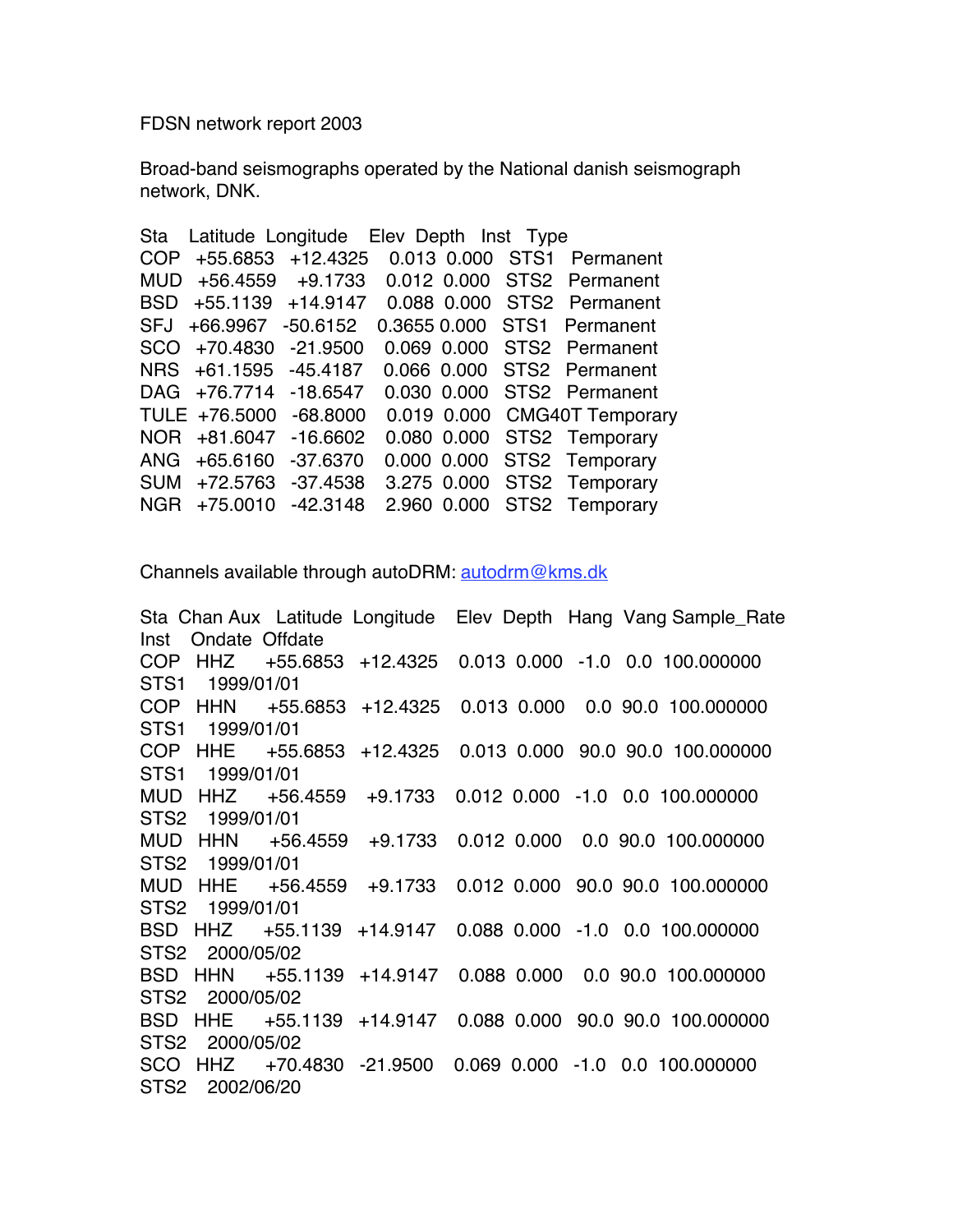FDSN network report 2003

Broad-band seismographs operated by the National danish seismograph network, DNK.

| Sta | Latitude | Longitude | Elev | Depth | Inst | Type |
|---|---|---|---|---|---|---|
| COP | +55.6853 | +12.4325 | 0.013 | 0.000 | STS1 | Permanent |
| MUD | +56.4559 | +9.1733 | 0.012 | 0.000 | STS2 | Permanent |
| BSD | +55.1139 | +14.9147 | 0.088 | 0.000 | STS2 | Permanent |
| SFJ | +66.9967 | -50.6152 | 0.3655 | 0.000 | STS1 | Permanent |
| SCO | +70.4830 | -21.9500 | 0.069 | 0.000 | STS2 | Permanent |
| NRS | +61.1595 | -45.4187 | 0.066 | 0.000 | STS2 | Permanent |
| DAG | +76.7714 | -18.6547 | 0.030 | 0.000 | STS2 | Permanent |
| TULE | +76.5000 | -68.8000 | 0.019 | 0.000 | CMG40T | Temporary |
| NOR | +81.6047 | -16.6602 | 0.080 | 0.000 | STS2 | Temporary |
| ANG | +65.6160 | -37.6370 | 0.000 | 0.000 | STS2 | Temporary |
| SUM | +72.5763 | -37.4538 | 3.275 | 0.000 | STS2 | Temporary |
| NGR | +75.0010 | -42.3148 | 2.960 | 0.000 | STS2 | Temporary |

Channels available through autoDRM: autodrm@kms.dk

| Sta | Chan | Aux | Latitude | Longitude | Elev | Depth | Hang | Vang | Sample_Rate | Inst | Ondate | Offdate |
|---|---|---|---|---|---|---|---|---|---|---|---|---|
| COP | HHZ | | +55.6853 | +12.4325 | 0.013 | 0.000 | -1.0 | 0.0 | 100.000000 | STS1 | 1999/01/01 | |
| COP | HHN | | +55.6853 | +12.4325 | 0.013 | 0.000 | 0.0 | 90.0 | 100.000000 | STS1 | 1999/01/01 | |
| COP | HHE | | +55.6853 | +12.4325 | 0.013 | 0.000 | 90.0 | 90.0 | 100.000000 | STS1 | 1999/01/01 | |
| MUD | HHZ | | +56.4559 | +9.1733 | 0.012 | 0.000 | -1.0 | 0.0 | 100.000000 | STS2 | 1999/01/01 | |
| MUD | HHN | | +56.4559 | +9.1733 | 0.012 | 0.000 | 0.0 | 90.0 | 100.000000 | STS2 | 1999/01/01 | |
| MUD | HHE | | +56.4559 | +9.1733 | 0.012 | 0.000 | 90.0 | 90.0 | 100.000000 | STS2 | 1999/01/01 | |
| BSD | HHZ | | +55.1139 | +14.9147 | 0.088 | 0.000 | -1.0 | 0.0 | 100.000000 | STS2 | 2000/05/02 | |
| BSD | HHN | | +55.1139 | +14.9147 | 0.088 | 0.000 | 0.0 | 90.0 | 100.000000 | STS2 | 2000/05/02 | |
| BSD | HHE | | +55.1139 | +14.9147 | 0.088 | 0.000 | 90.0 | 90.0 | 100.000000 | STS2 | 2000/05/02 | |
| SCO | HHZ | | +70.4830 | -21.9500 | 0.069 | 0.000 | -1.0 | 0.0 | 100.000000 | STS2 | 2002/06/20 | |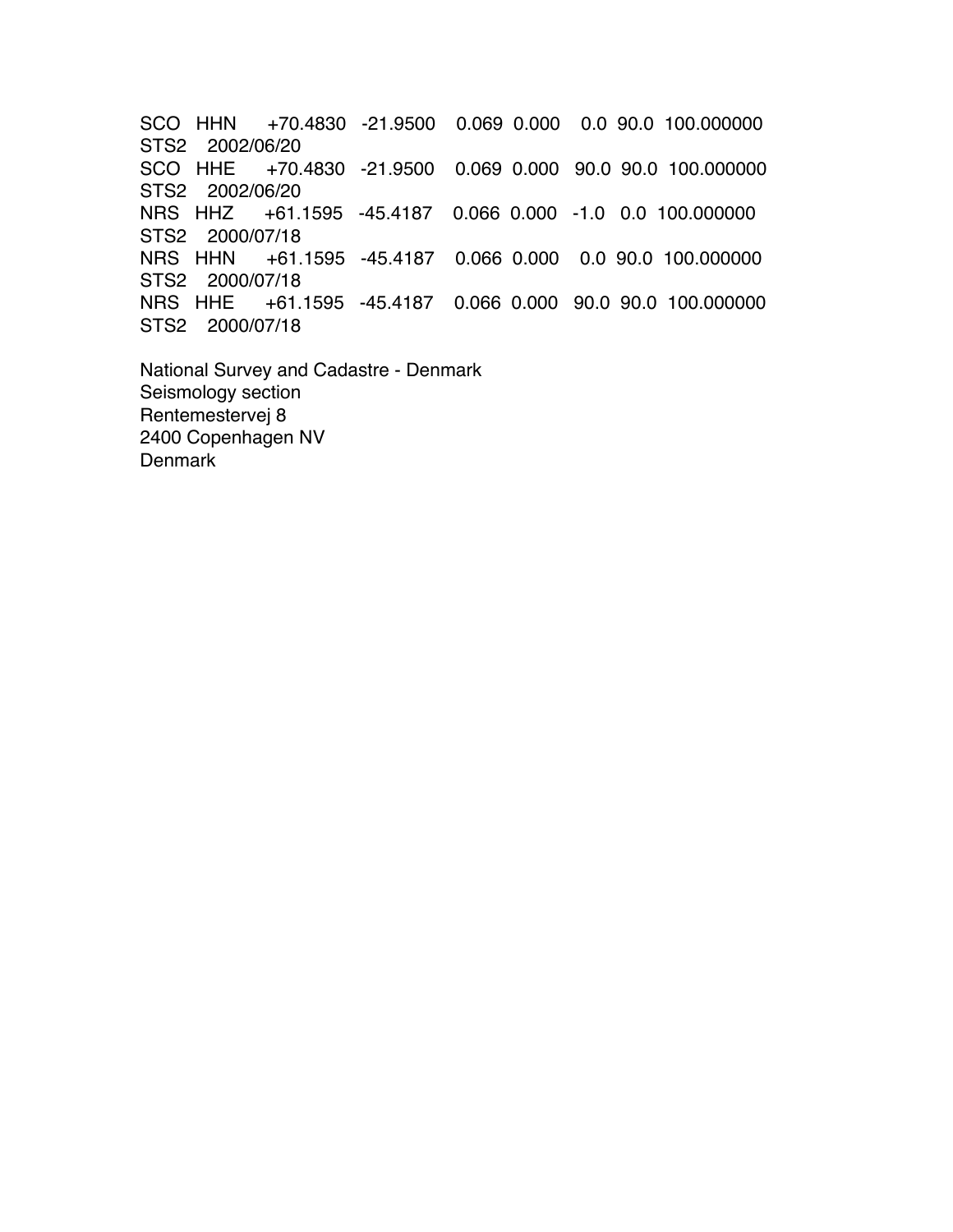```
SCO  HHN   +70.4830  -21.9500   0.069  0.000    0.0  90.0  100.000000
STS2  2002/06/20
SCO  HHE   +70.4830  -21.9500   0.069  0.000   90.0  90.0  100.000000
STS2  2002/06/20
NRS  HHZ   +61.1595  -45.4187   0.066  0.000   -1.0   0.0  100.000000
STS2  2000/07/18
NRS  HHN   +61.1595  -45.4187   0.066  0.000    0.0  90.0  100.000000
STS2  2000/07/18
NRS  HHE   +61.1595  -45.4187   0.066  0.000   90.0  90.0  100.000000
STS2  2000/07/18
```

National Survey and Cadastre - Denmark
Seismology section
Rentemestervej 8
2400 Copenhagen NV
Denmark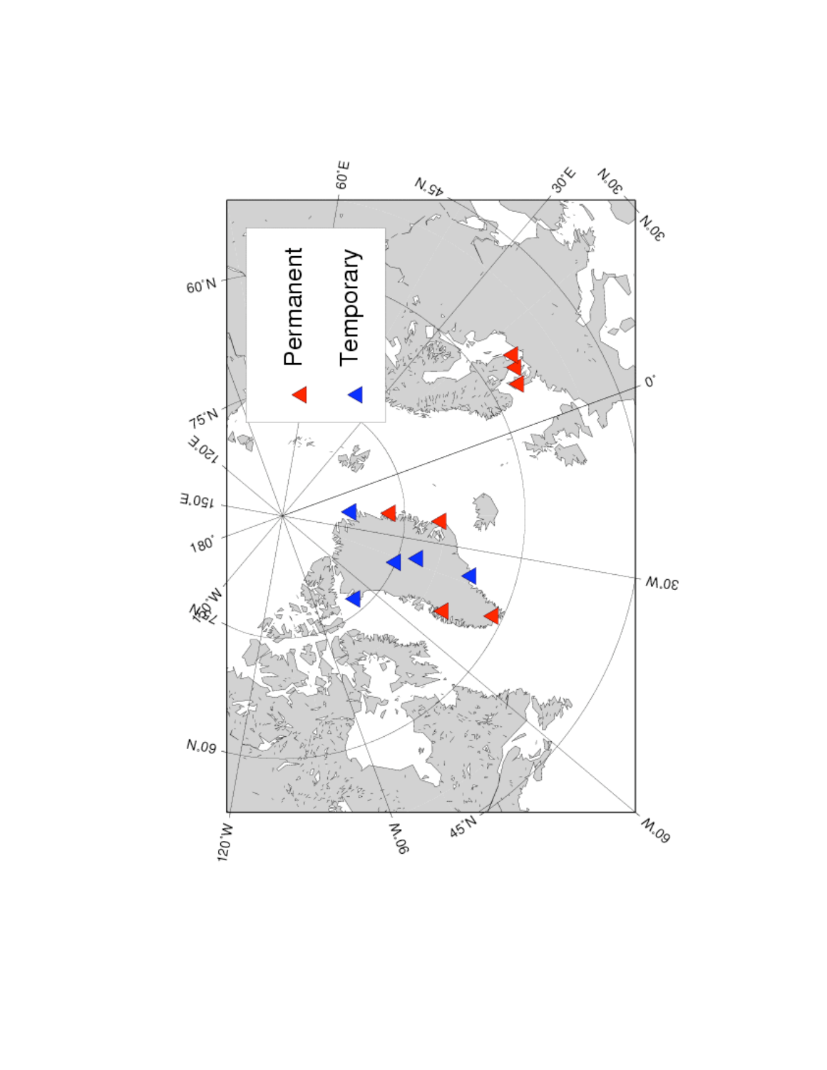Permanent

Temporary

60˚E

45˚N

30˚E

30˚N

30˚N

60˚N

75˚N

120˚E

150˚E

180˚

150˚W

75˚N

0˚

30˚W

60˚N

120˚W

90˚W

45˚N

60˚W